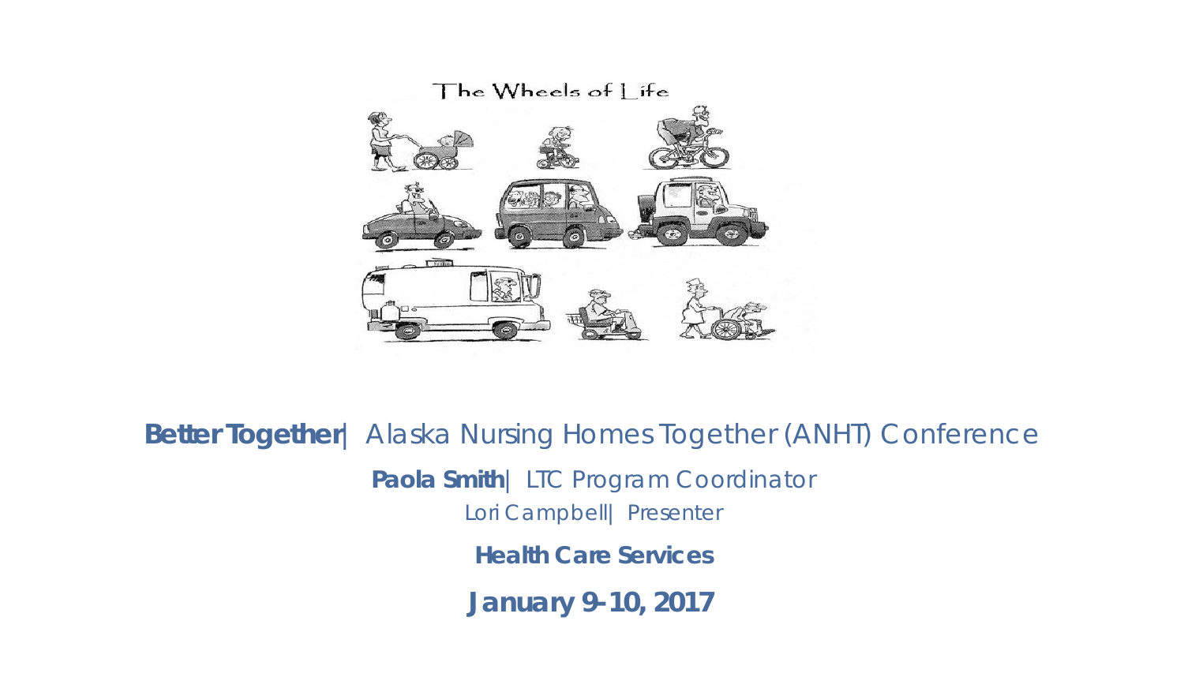The Wheels of Life

**Better Together**| Alaska Nursing Homes Together (ANHT) Conference

**Paola Smith**| LTC Program Coordinator

Lori Campbell| Presenter

**Health Care Services**

**January 9-10, 2017**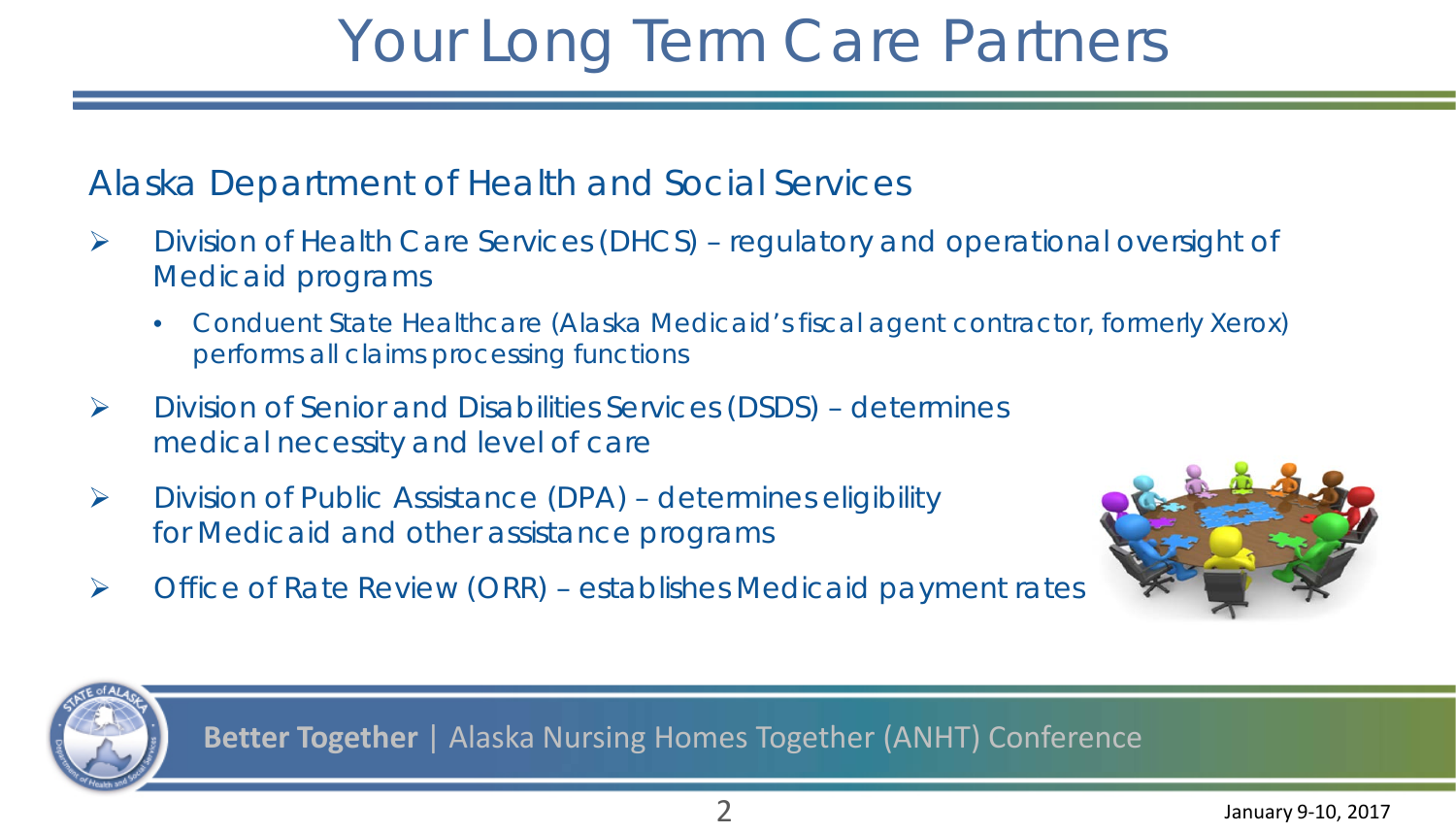# Your Long Term Care Partners

## Alaska Department of Health and Social Services

- Division of Health Care Services (DHCS) – regulatory and operational oversight of Medicaid programs
  - Conduent State Healthcare (Alaska Medicaid's fiscal agent contractor, formerly Xerox) performs all claims processing functions
- Division of Senior and Disabilities Services (DSDS) – determines medical necessity and level of care
- Division of Public Assistance (DPA) – determines eligibility for Medicaid and other assistance programs
- Office of Rate Review (ORR) – establishes Medicaid payment rates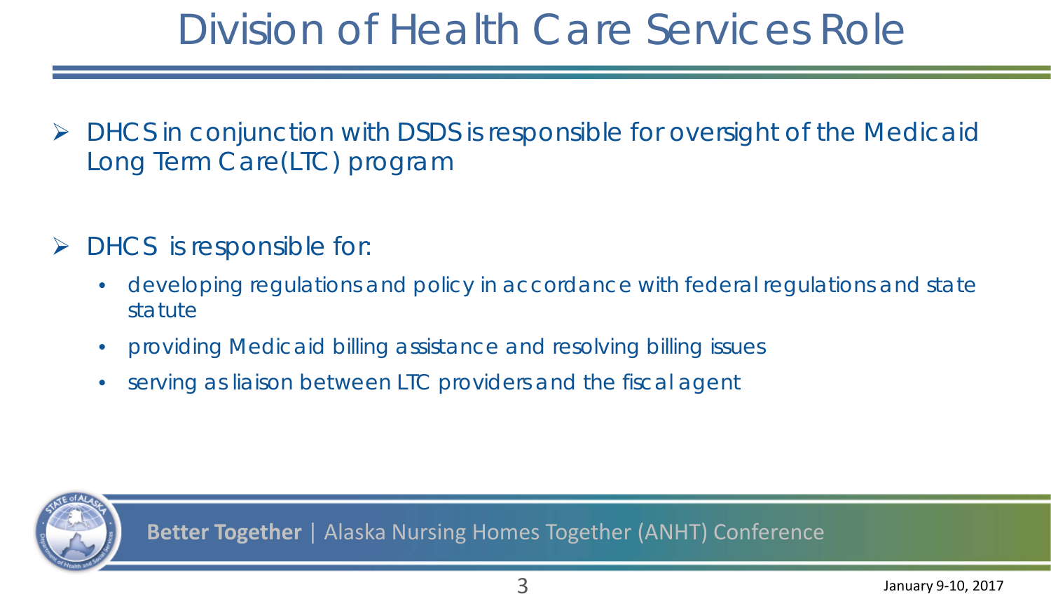# Division of Health Care Services Role

- DHCS in conjunction with DSDS is responsible for oversight of the Medicaid Long Term Care(LTC) program

- DHCS is responsible for:
  - developing regulations and policy in accordance with federal regulations and state statute
  - providing Medicaid billing assistance and resolving billing issues
  - serving as liaison between LTC providers and the fiscal agent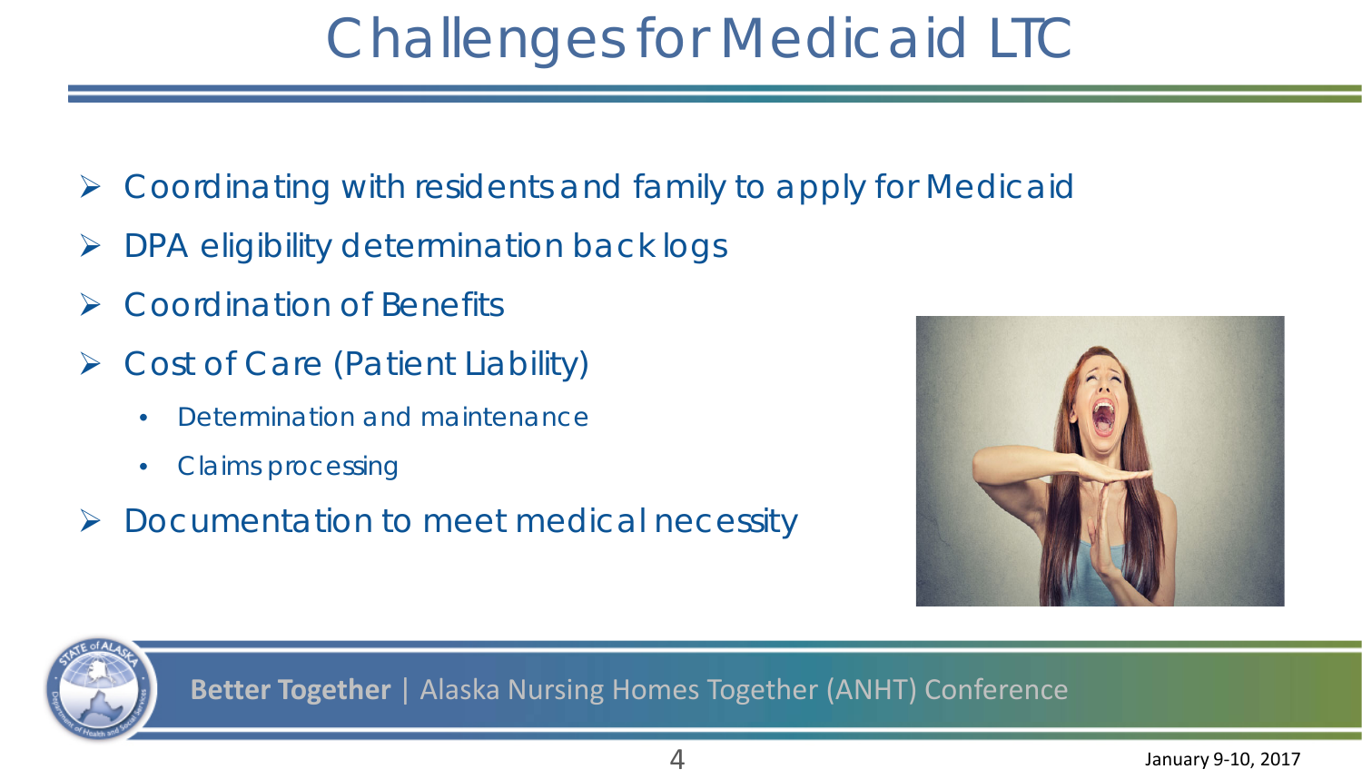# Challenges for Medicaid LTC

- Coordinating with residents and family to apply for Medicaid
- DPA eligibility determination back logs
- Coordination of Benefits
- Cost of Care (Patient Liability)
  - Determination and maintenance
  - Claims processing
- Documentation to meet medical necessity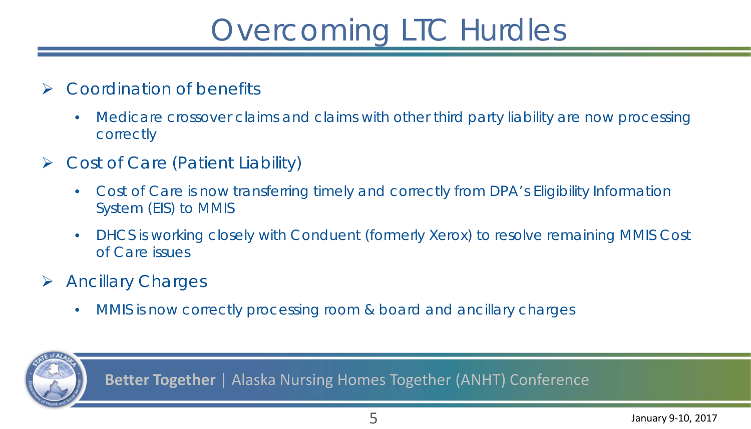# Overcoming LTC Hurdles

- Coordination of benefits
  - Medicare crossover claims and claims with other third party liability are now processing correctly
- Cost of Care (Patient Liability)
  - Cost of Care is now transferring timely and correctly from DPA's Eligibility Information System (EIS) to MMIS
  - DHCS is working closely with Conduent (formerly Xerox) to resolve remaining MMIS Cost of Care issues
- Ancillary Charges
  - MMIS is now correctly processing room & board and ancillary charges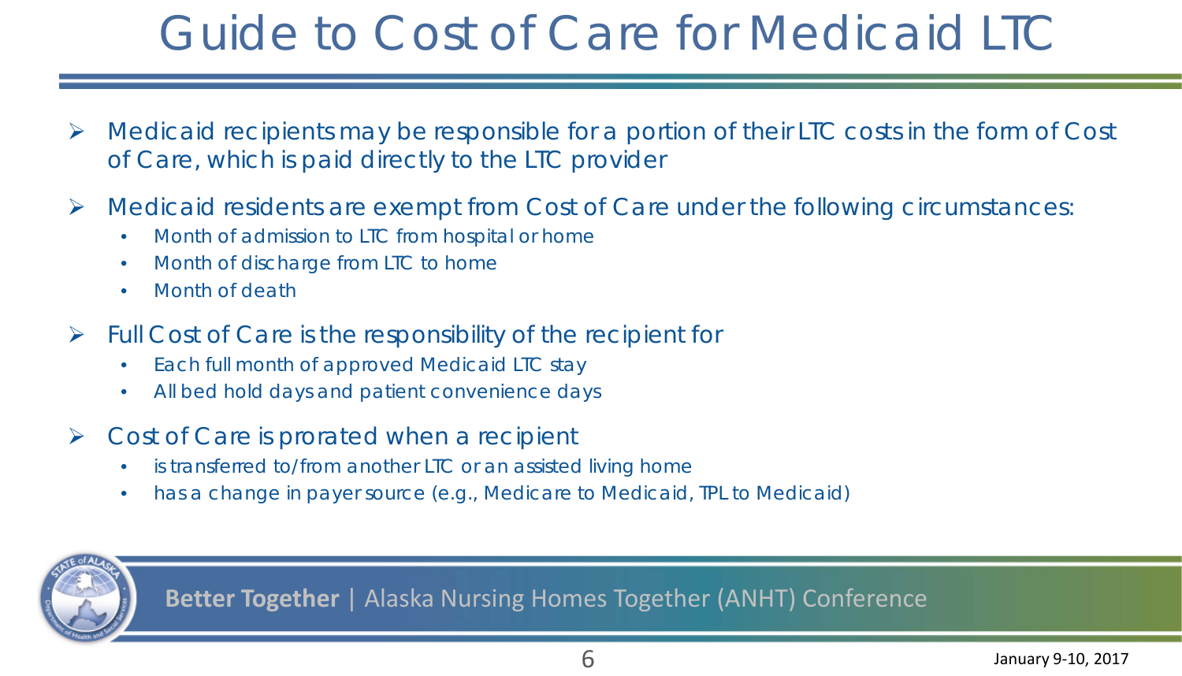# Guide to Cost of Care for Medicaid LTC

- Medicaid recipients may be responsible for a portion of their LTC costs in the form of Cost of Care, which is paid directly to the LTC provider
- Medicaid residents are exempt from Cost of Care under the following circumstances:
  - Month of admission to LTC from hospital or home
  - Month of discharge from LTC to home
  - Month of death
- Full Cost of Care is the responsibility of the recipient for
  - Each full month of approved Medicaid LTC stay
  - All bed hold days and patient convenience days
- Cost of Care is prorated when a recipient
  - is transferred to/from another LTC or an assisted living home
  - has a change in payer source (e.g., Medicare to Medicaid, TPL to Medicaid)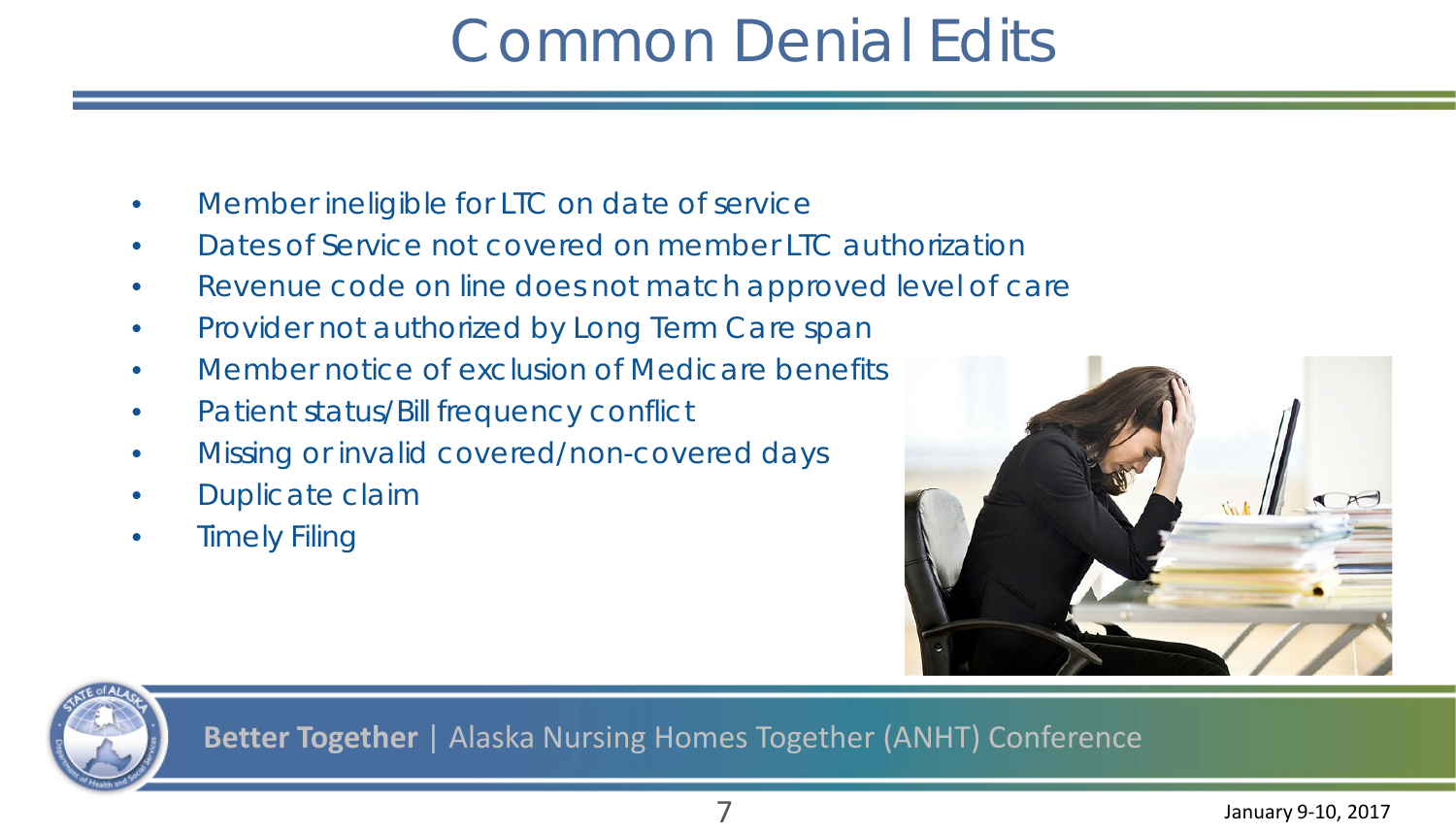# Common Denial Edits

- Member ineligible for LTC on date of service
- Dates of Service not covered on member LTC authorization
- Revenue code on line does not match approved level of care
- Provider not authorized by Long Term Care span
- Member notice of exclusion of Medicare benefits
- Patient status/Bill frequency conflict
- Missing or invalid covered/non-covered days
- Duplicate claim
- Timely Filing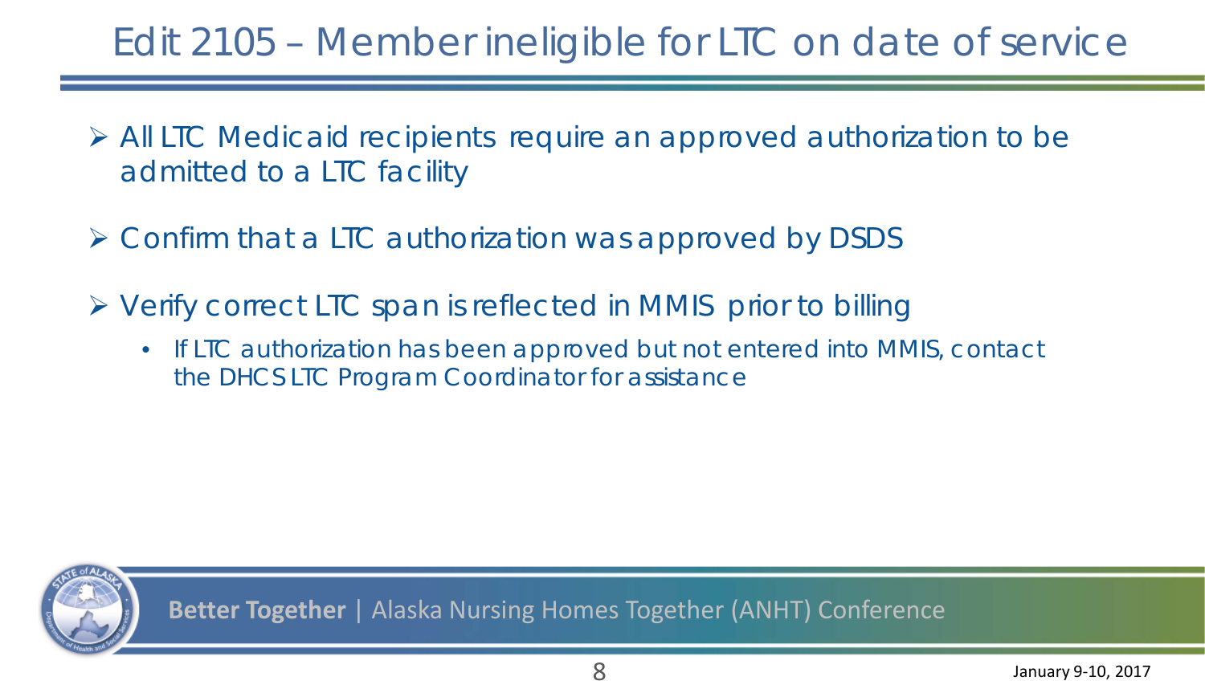# Edit 2105 – Member ineligible for LTC on date of service

- All LTC Medicaid recipients require an approved authorization to be admitted to a LTC facility
- Confirm that a LTC authorization was approved by DSDS
- Verify correct LTC span is reflected in MMIS prior to billing
  - If LTC authorization has been approved but not entered into MMIS, contact the DHCS LTC Program Coordinator for assistance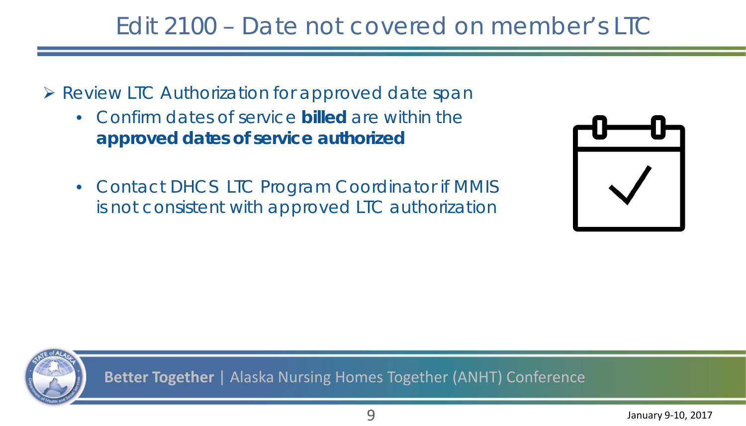# Edit 2100 – Date not covered on member's LTC

- Review LTC Authorization for approved date span
  - Confirm dates of service **billed** are within the **approved dates of service authorized**
  - Contact DHCS LTC Program Coordinator if MMIS is not consistent with approved LTC authorization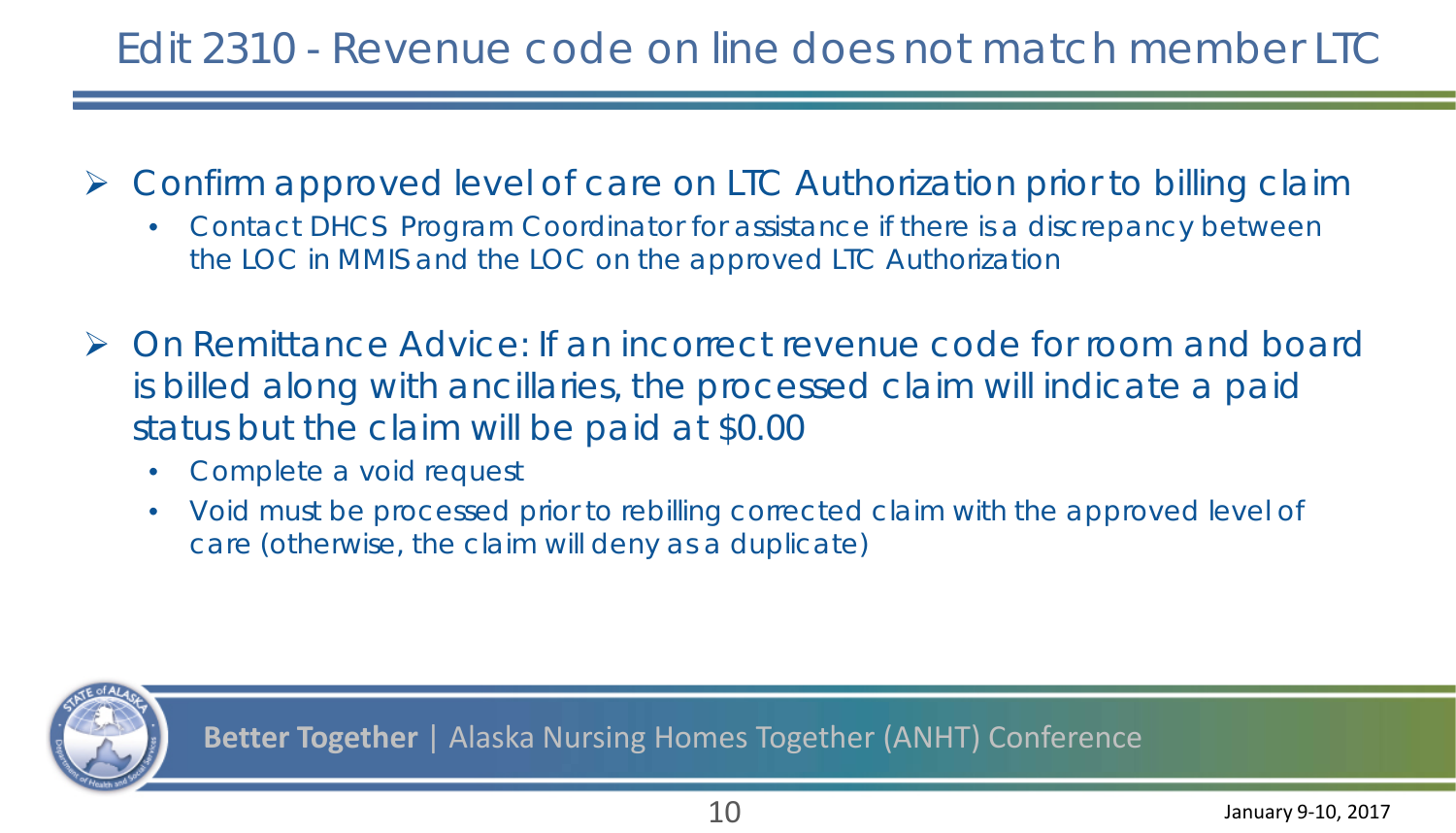# Edit 2310 - Revenue code on line does not match member LTC

- Confirm approved level of care on LTC Authorization prior to billing claim
  - Contact DHCS Program Coordinator for assistance if there is a discrepancy between the LOC in MMIS and the LOC on the approved LTC Authorization

- On Remittance Advice: If an incorrect revenue code for room and board is billed along with ancillaries, the processed claim will indicate a paid status but the claim will be paid at $0.00
  - Complete a void request
  - Void must be processed prior to rebilling corrected claim with the approved level of care (otherwise, the claim will deny as a duplicate)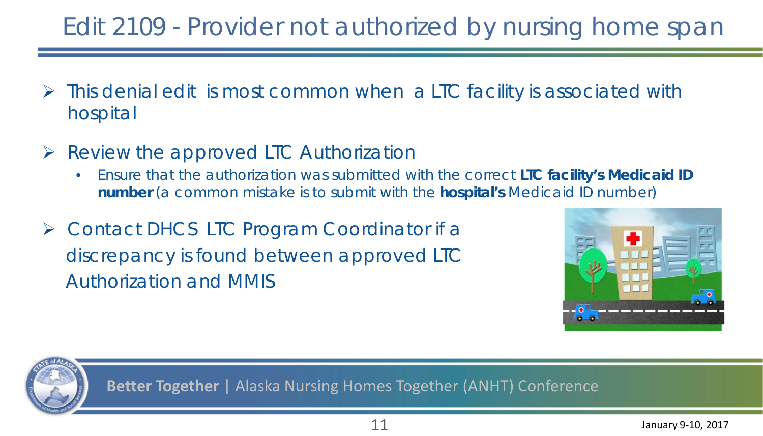# Edit 2109 - Provider not authorized by nursing home span

- This denial edit is most common when a LTC facility is associated with hospital
- Review the approved LTC Authorization
  - Ensure that the authorization was submitted with the correct **LTC facility's Medicaid ID number** (a common mistake is to submit with the **hospital's** Medicaid ID number)
- Contact DHCS LTC Program Coordinator if a discrepancy is found between approved LTC Authorization and MMIS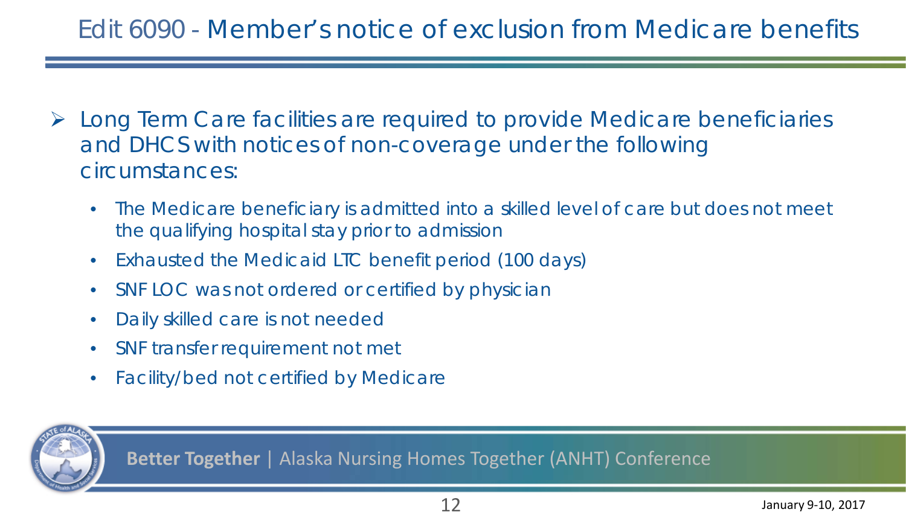# Edit 6090 - Member's notice of exclusion from Medicare benefits

- Long Term Care facilities are required to provide Medicare beneficiaries and DHCS with notices of non-coverage under the following circumstances:
  - The Medicare beneficiary is admitted into a skilled level of care but does not meet the qualifying hospital stay prior to admission
  - Exhausted the Medicaid LTC benefit period (100 days)
  - SNF LOC was not ordered or certified by physician
  - Daily skilled care is not needed
  - SNF transfer requirement not met
  - Facility/bed not certified by Medicare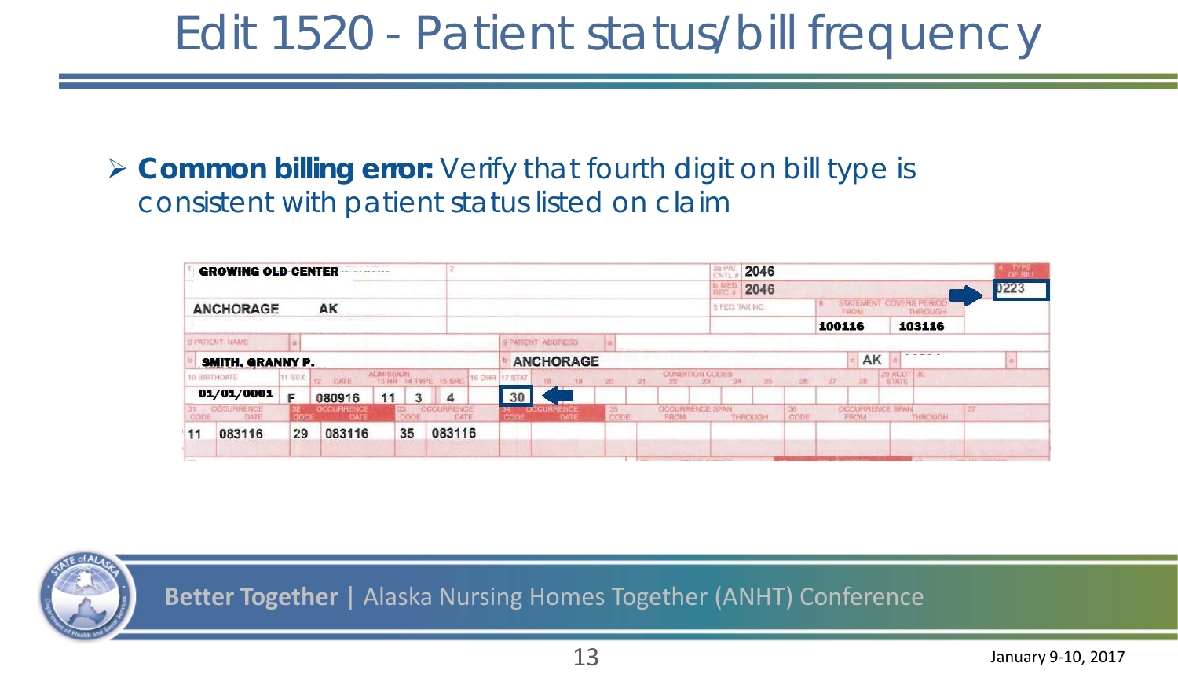# Edit 1520 - Patient status/bill frequency

- **Common billing error:** Verify that fourth digit on bill type is consistent with patient status listed on claim

| | | | | |
|---|---|---|---|---|
| 1 GROWING OLD CENTER | 3a PAT. CNTL # 2046 | | | 4 TYPE OF BILL 0223 |
| ANCHORAGE AK | b. MED. REC. # 2046 | | | |
| | 5 FED. TAX NO. | 6 STATEMENT COVERS PERIOD FROM 100116 | THROUGH 103116 | |
| 8 PATIENT NAME SMITH, GRANNY P. | 9 PATIENT ADDRESS ANCHORAGE | | AK | |

| 10 BIRTHDATE | 11 SEX | 12 ADMISSION DATE | 13 HR | 14 TYPE | 15 SRC | 16 DHR | 17 STAT |
|---|---|---|---|---|---|---|---|
| 01/01/0001 | F | 080916 | 11 | 3 | 4 | | 30 |

| 31 OCCURRENCE CODE | DATE | 32 OCCURRENCE CODE | DATE | 33 OCCURRENCE CODE | DATE |
|---|---|---|---|---|---|
| 11 | 083116 | 29 | 083116 | 35 | 083116 |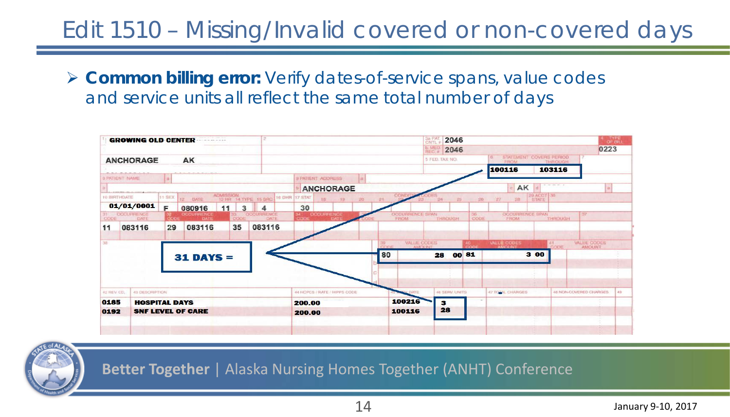# Edit 1510 – Missing/Invalid covered or non-covered days

- **Common billing error:** Verify dates-of-service spans, value codes and service units all reflect the same total number of days

GROWING OLD CENTER

ANCHORAGE AK

3a PAT. CNTL # 2046
b. MED. REC. # 2046

4 TYPE OF BILL: 0223

6 STATEMENT COVERS PERIOD — FROM: 100116 THROUGH: 103116

9 PATIENT ADDRESS: ANCHORAGE AK

| 10 BIRTHDATE | 11 SEX | 12 DATE | 13 HR | 14 TYPE | 15 SRC | 17 STAT |
|---|---|---|---|---|---|---|
| 01/01/0001 | F | 080916 | 11 | 3 | 4 | 30 |

| 31 OCCURRENCE CODE | DATE | 32 OCCURRENCE CODE | DATE | 33 OCCURRENCE CODE | DATE |
|---|---|---|---|---|---|
| 11 | 083116 | 29 | 083116 | 35 | 083116 |

**31 DAYS =**

| 39 VALUE CODES CODE | AMOUNT | 40 VALUE CODES CODE | AMOUNT |
|---|---|---|---|
| 80 | 28 00 | 81 | 3 00 |

| 42 REV. CD. | 43 DESCRIPTION | 44 HCPCS / RATE / HIPPS CODE | 45 SERV. DATE | 46 SERV. UNITS | 47 TOTAL CHARGES | 48 NON-COVERED CHARGES |
|---|---|---|---|---|---|---|
| 0185 | HOSPITAL DAYS | 200.00 | 100216 | 3 | | |
| 0192 | SNF LEVEL OF CARE | 200.00 | 100116 | 28 | | |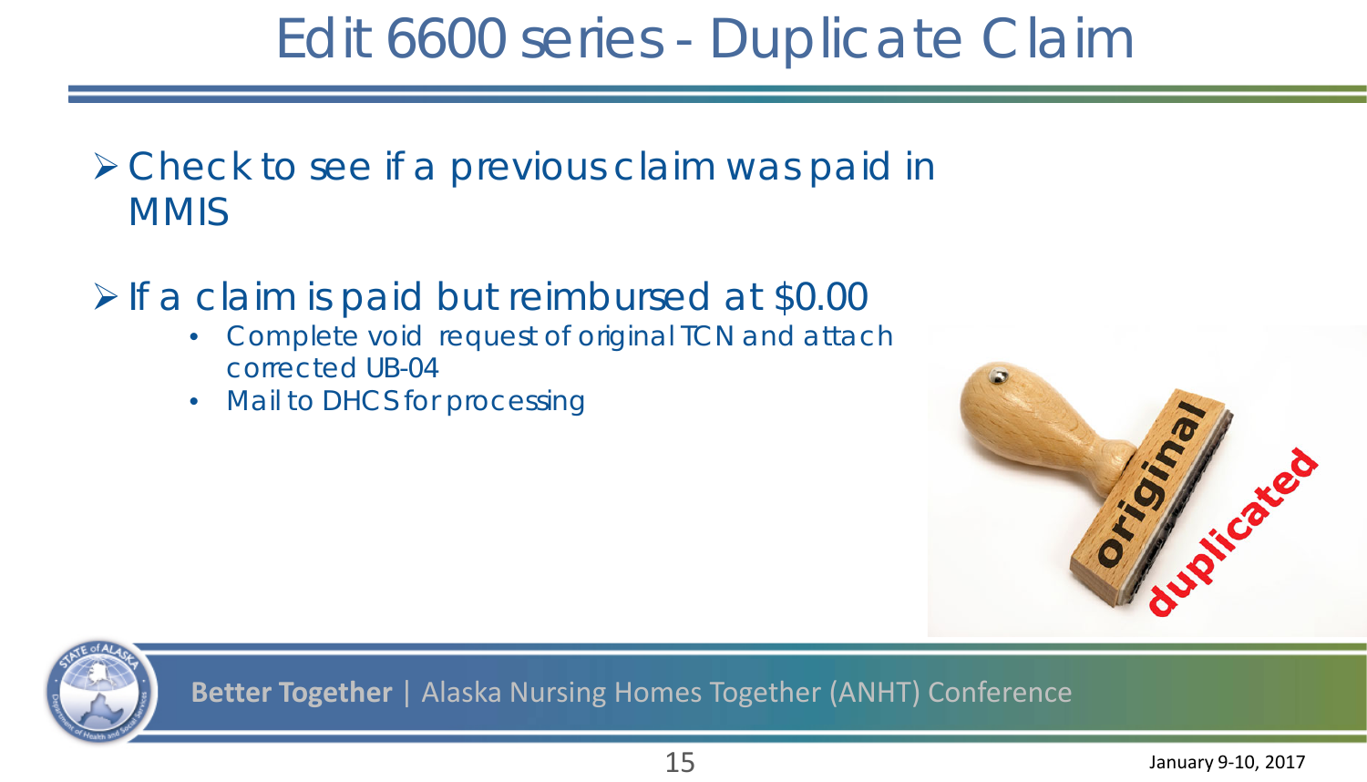# Edit 6600 series - Duplicate Claim

- Check to see if a previous claim was paid in MMIS

- If a claim is paid but reimbursed at $0.00
  - Complete void request of original TCN and attach corrected UB-04
  - Mail to DHCS for processing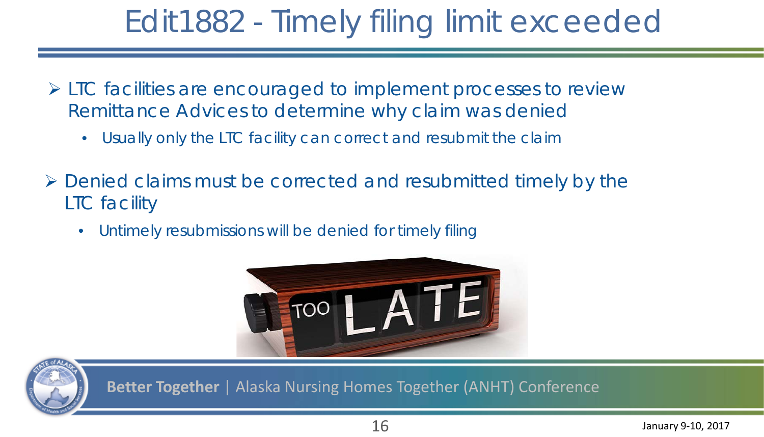# Edit1882 - Timely filing limit exceeded

- LTC facilities are encouraged to implement processes to review Remittance Advices to determine why claim was denied
  - Usually only the LTC facility can correct and resubmit the claim
- Denied claims must be corrected and resubmitted timely by the LTC facility
  - Untimely resubmissions will be denied for timely filing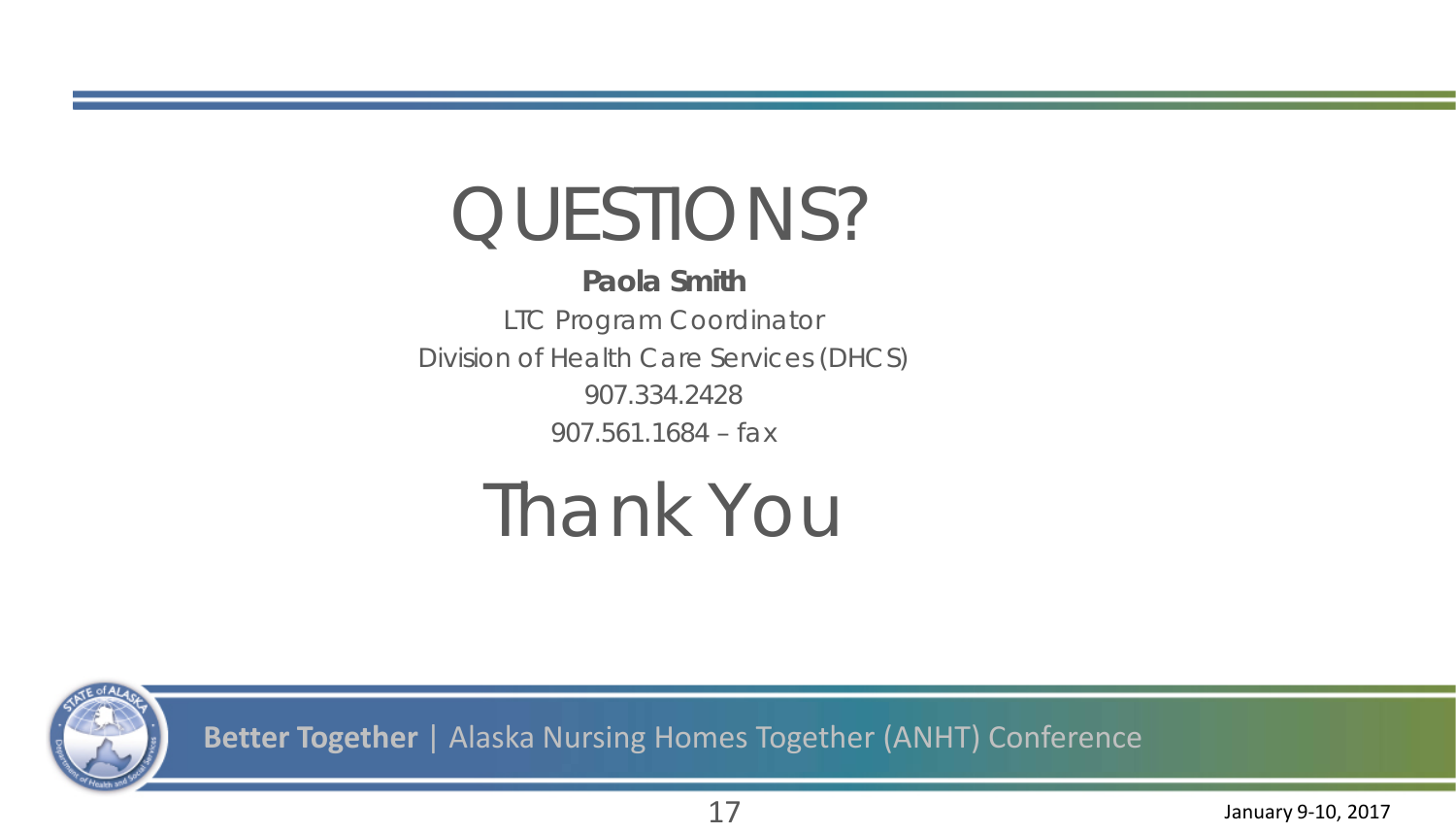# QUESTIONS?

**Paola Smith**

LTC Program Coordinator

Division of Health Care Services (DHCS)

907.334.2428

907.561.1684 – fax

# Thank You